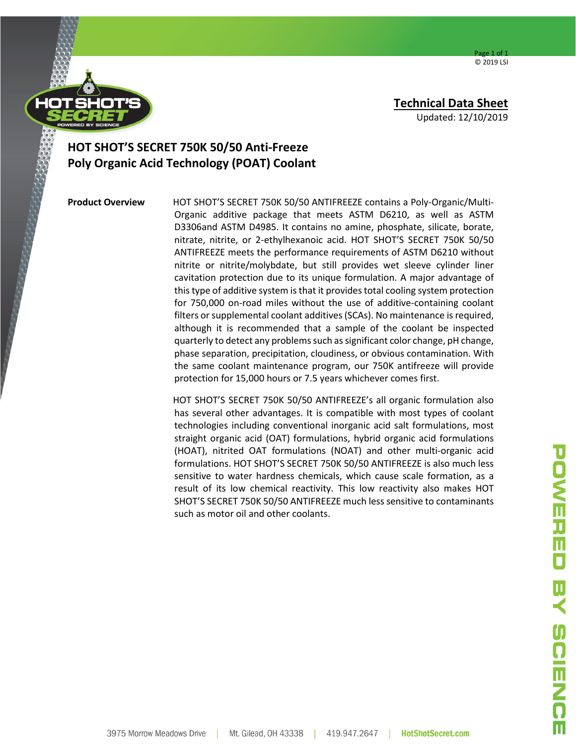**Technical Data Sheet**

Updated: 12/10/2019

# HOT SHOT'S SECRET 750K 50/50 Anti-Freeze Poly Organic Acid Technology (POAT) Coolant

**Product Overview**

HOT SHOT'S SECRET 750K 50/50 ANTIFREEZE contains a Poly-Organic/Multi-Organic additive package that meets ASTM D6210, as well as ASTM D3306and ASTM D4985. It contains no amine, phosphate, silicate, borate, nitrate, nitrite, or 2-ethylhexanoic acid. HOT SHOT'S SECRET 750K 50/50 ANTIFREEZE meets the performance requirements of ASTM D6210 without nitrite or nitrite/molybdate, but still provides wet sleeve cylinder liner cavitation protection due to its unique formulation. A major advantage of this type of additive system is that it provides total cooling system protection for 750,000 on-road miles without the use of additive-containing coolant filters or supplemental coolant additives (SCAs). No maintenance is required, although it is recommended that a sample of the coolant be inspected quarterly to detect any problems such as significant color change, pH change, phase separation, precipitation, cloudiness, or obvious contamination. With the same coolant maintenance program, our 750K antifreeze will provide protection for 15,000 hours or 7.5 years whichever comes first.

HOT SHOT'S SECRET 750K 50/50 ANTIFREEZE's all organic formulation also has several other advantages. It is compatible with most types of coolant technologies including conventional inorganic acid salt formulations, most straight organic acid (OAT) formulations, hybrid organic acid formulations (HOAT), nitrited OAT formulations (NOAT) and other multi-organic acid formulations. HOT SHOT'S SECRET 750K 50/50 ANTIFREEZE is also much less sensitive to water hardness chemicals, which cause scale formation, as a result of its low chemical reactivity. This low reactivity also makes HOT SHOT'S SECRET 750K 50/50 ANTIFREEZE much less sensitive to contaminants such as motor oil and other coolants.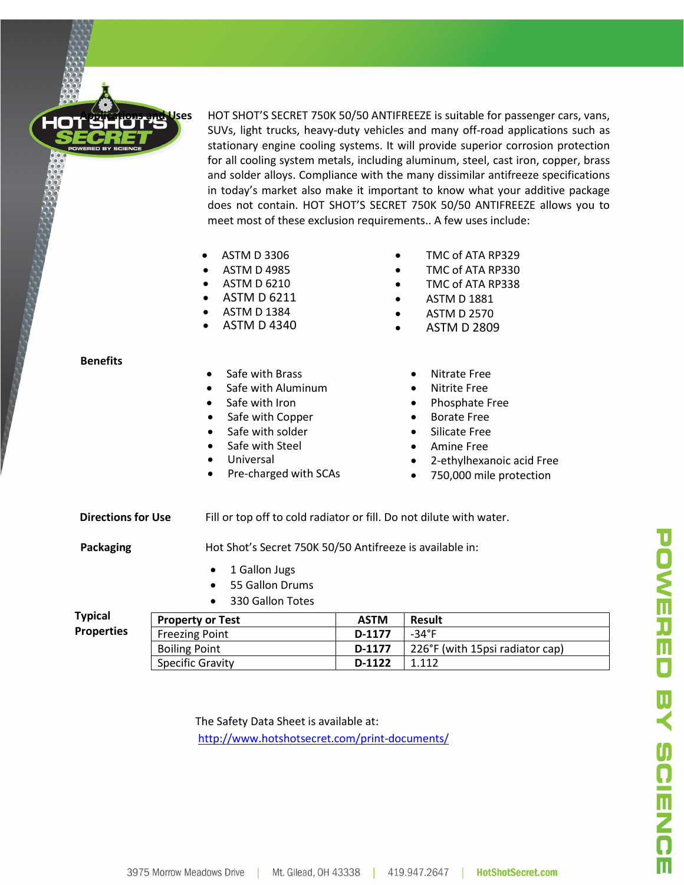**Applications and Uses**

HOT SHOT'S SECRET 750K 50/50 ANTIFREEZE is suitable for passenger cars, vans, SUVs, light trucks, heavy-duty vehicles and many off-road applications such as stationary engine cooling systems. It will provide superior corrosion protection for all cooling system metals, including aluminum, steel, cast iron, copper, brass and solder alloys. Compliance with the many dissimilar antifreeze specifications in today's market also make it important to know what your additive package does not contain. HOT SHOT'S SECRET 750K 50/50 ANTIFREEZE allows you to meet most of these exclusion requirements.. A few uses include:

- ASTM D 3306
- ASTM D 4985
- ASTM D 6210
- ASTM D 6211
- ASTM D 1384
- ASTM D 4340
- TMC of ATA RP329
- TMC of ATA RP330
- TMC of ATA RP338
- ASTM D 1881
- ASTM D 2570
- ASTM D 2809

**Benefits**

- Safe with Brass
- Safe with Aluminum
- Safe with Iron
- Safe with Copper
- Safe with solder
- Safe with Steel
- Universal
- Pre-charged with SCAs
- Nitrate Free
- Nitrite Free
- Phosphate Free
- Borate Free
- Silicate Free
- Amine Free
- 2-ethylhexanoic acid Free
- 750,000 mile protection

**Directions for Use**

Fill or top off to cold radiator or fill. Do not dilute with water.

**Packaging**

Hot Shot's Secret 750K 50/50 Antifreeze is available in:

- 1 Gallon Jugs
- 55 Gallon Drums
- 330 Gallon Totes

**Typical Properties**

| Property or Test | ASTM | Result |
|---|---|---|
| Freezing Point | D-1177 | -34°F |
| Boiling Point | D-1177 | 226°F (with 15psi radiator cap) |
| Specific Gravity | D-1122 | 1.112 |

The Safety Data Sheet is available at:
http://www.hotshotsecret.com/print-documents/

3975 Morrow Meadows Drive | Mt. Gilead, OH 43338 | 419.947.2647 | HotShotSecret.com